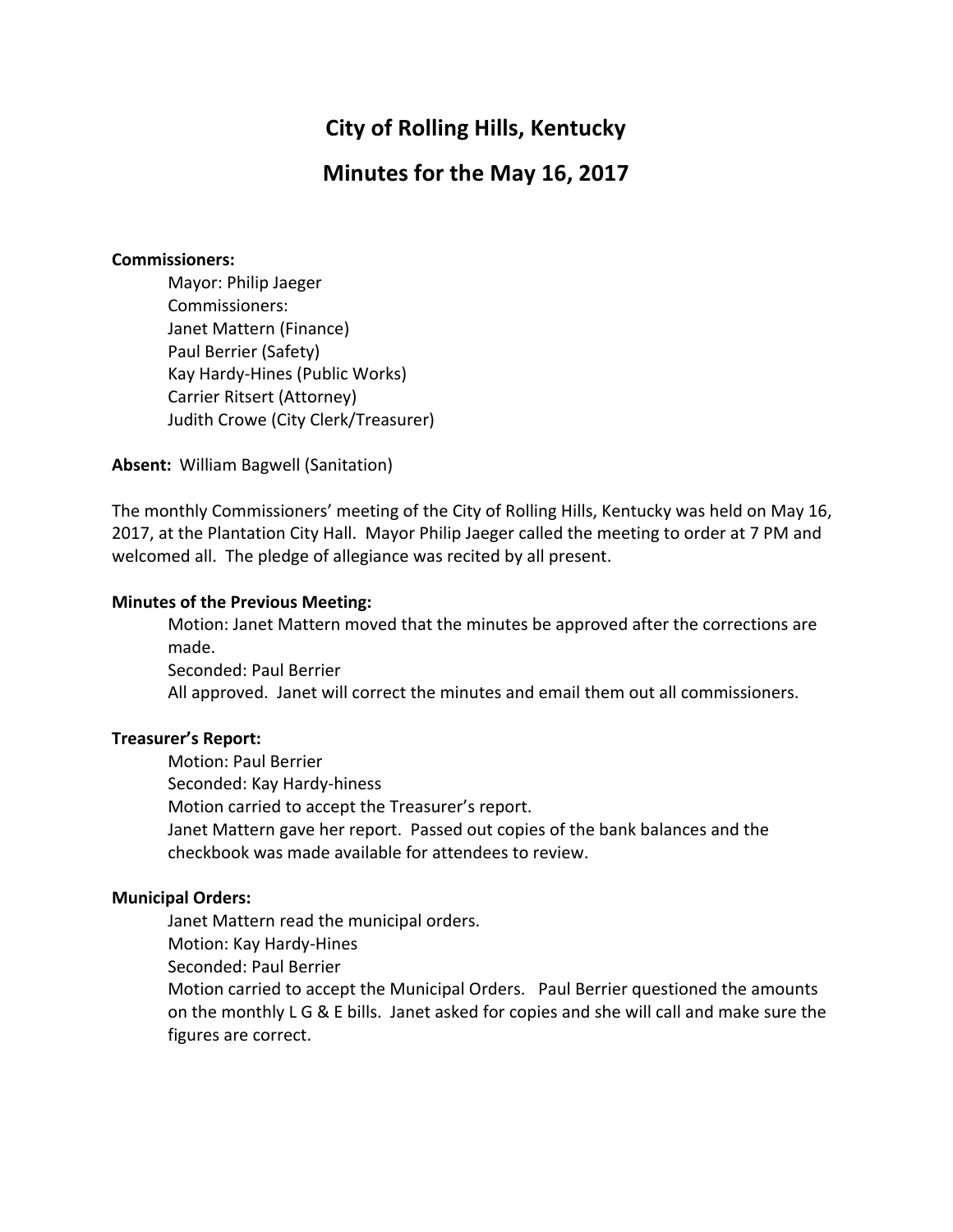# City of Rolling Hills, Kentucky

## Minutes for the May 16, 2017

**Commissioners:**

Mayor: Philip Jaeger
Commissioners:
Janet Mattern (Finance)
Paul Berrier (Safety)
Kay Hardy-Hines (Public Works)
Carrier Ritsert (Attorney)
Judith Crowe (City Clerk/Treasurer)

**Absent:** William Bagwell (Sanitation)

The monthly Commissioners' meeting of the City of Rolling Hills, Kentucky was held on May 16, 2017, at the Plantation City Hall. Mayor Philip Jaeger called the meeting to order at 7 PM and welcomed all. The pledge of allegiance was recited by all present.

**Minutes of the Previous Meeting:**

Motion: Janet Mattern moved that the minutes be approved after the corrections are made.
Seconded: Paul Berrier
All approved. Janet will correct the minutes and email them out all commissioners.

**Treasurer's Report:**

Motion: Paul Berrier
Seconded: Kay Hardy-hiness
Motion carried to accept the Treasurer's report.
Janet Mattern gave her report. Passed out copies of the bank balances and the checkbook was made available for attendees to review.

**Municipal Orders:**

Janet Mattern read the municipal orders.
Motion: Kay Hardy-Hines
Seconded: Paul Berrier
Motion carried to accept the Municipal Orders. Paul Berrier questioned the amounts on the monthly L G & E bills. Janet asked for copies and she will call and make sure the figures are correct.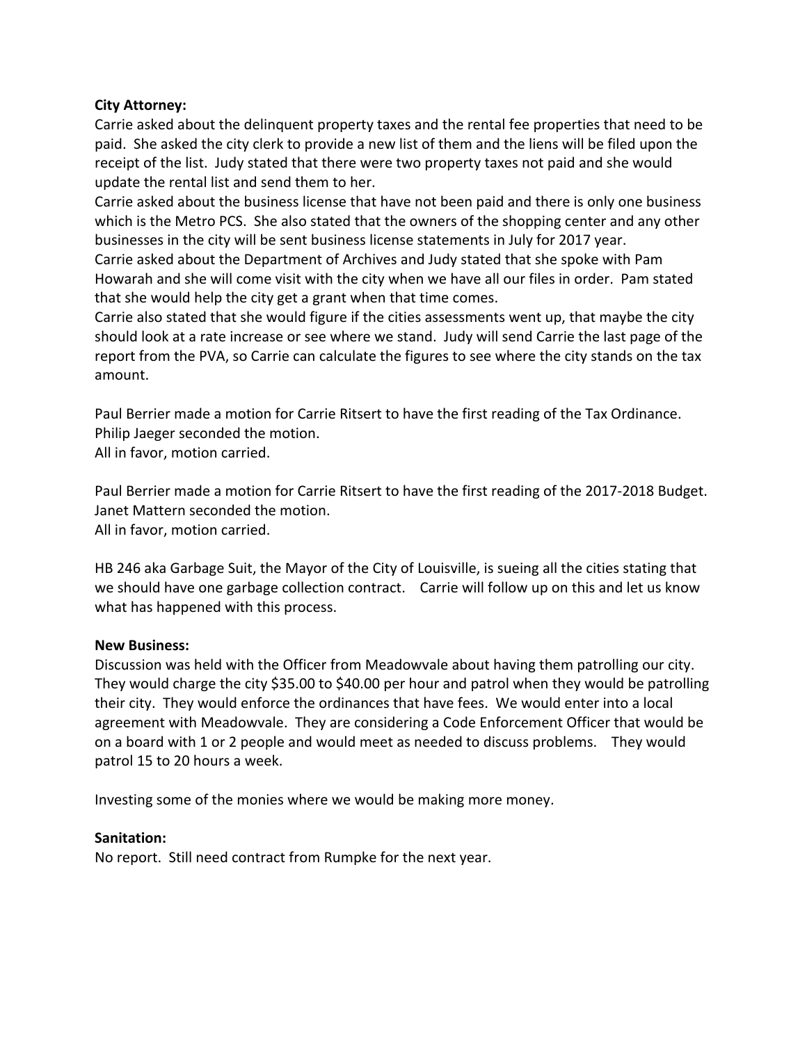**City Attorney:**

Carrie asked about the delinquent property taxes and the rental fee properties that need to be paid. She asked the city clerk to provide a new list of them and the liens will be filed upon the receipt of the list. Judy stated that there were two property taxes not paid and she would update the rental list and send them to her.

Carrie asked about the business license that have not been paid and there is only one business which is the Metro PCS. She also stated that the owners of the shopping center and any other businesses in the city will be sent business license statements in July for 2017 year.

Carrie asked about the Department of Archives and Judy stated that she spoke with Pam Howarah and she will come visit with the city when we have all our files in order. Pam stated that she would help the city get a grant when that time comes.

Carrie also stated that she would figure if the cities assessments went up, that maybe the city should look at a rate increase or see where we stand. Judy will send Carrie the last page of the report from the PVA, so Carrie can calculate the figures to see where the city stands on the tax amount.

Paul Berrier made a motion for Carrie Ritsert to have the first reading of the Tax Ordinance.
Philip Jaeger seconded the motion.
All in favor, motion carried.

Paul Berrier made a motion for Carrie Ritsert to have the first reading of the 2017-2018 Budget.
Janet Mattern seconded the motion.
All in favor, motion carried.

HB 246 aka Garbage Suit, the Mayor of the City of Louisville, is sueing all the cities stating that we should have one garbage collection contract. Carrie will follow up on this and let us know what has happened with this process.

**New Business:**

Discussion was held with the Officer from Meadowvale about having them patrolling our city. They would charge the city $35.00 to $40.00 per hour and patrol when they would be patrolling their city. They would enforce the ordinances that have fees. We would enter into a local agreement with Meadowvale. They are considering a Code Enforcement Officer that would be on a board with 1 or 2 people and would meet as needed to discuss problems. They would patrol 15 to 20 hours a week.

Investing some of the monies where we would be making more money.

**Sanitation:**

No report. Still need contract from Rumpke for the next year.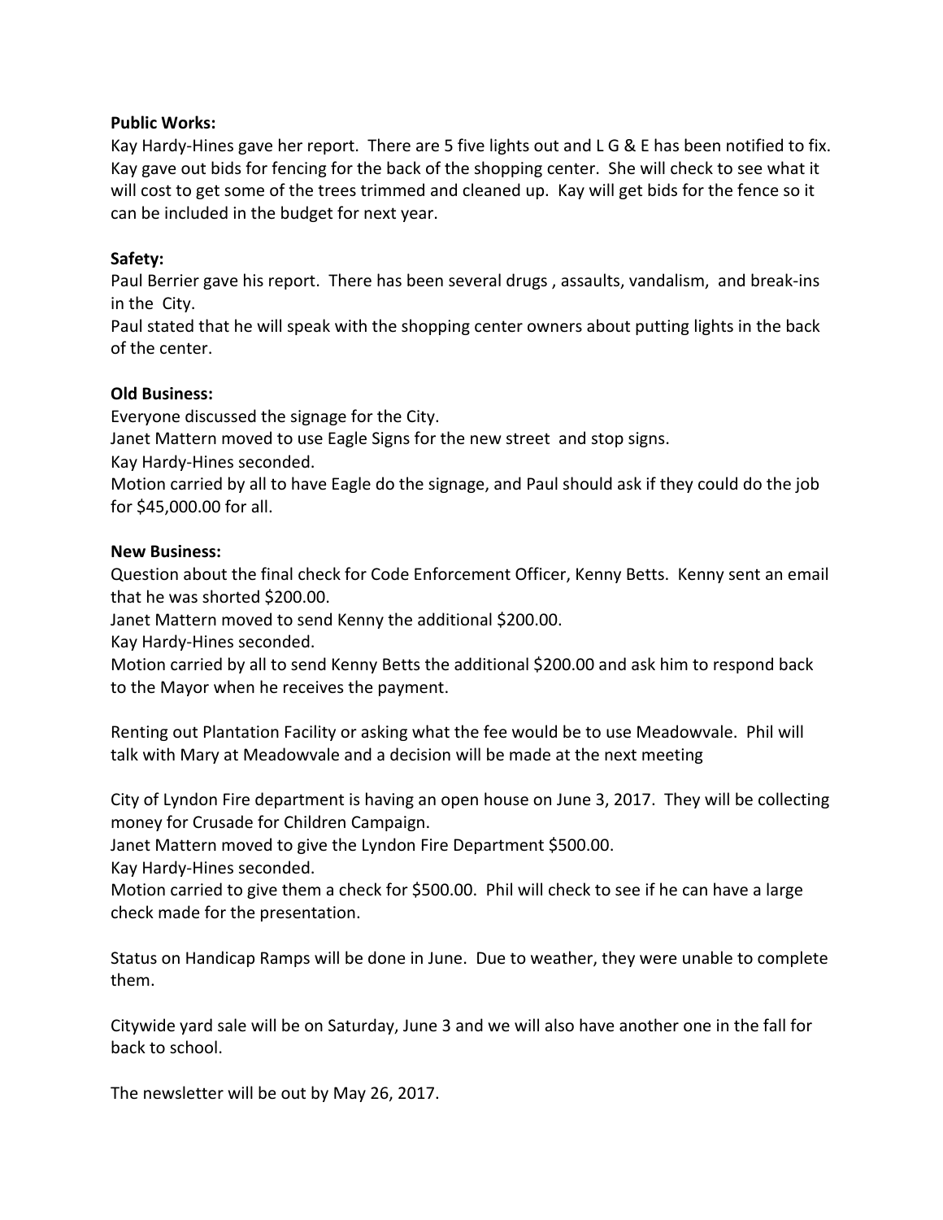**Public Works:**
Kay Hardy-Hines gave her report. There are 5 five lights out and L G & E has been notified to fix. Kay gave out bids for fencing for the back of the shopping center. She will check to see what it will cost to get some of the trees trimmed and cleaned up. Kay will get bids for the fence so it can be included in the budget for next year.

**Safety:**
Paul Berrier gave his report. There has been several drugs , assaults, vandalism, and break-ins in the City.
Paul stated that he will speak with the shopping center owners about putting lights in the back of the center.

**Old Business:**
Everyone discussed the signage for the City.
Janet Mattern moved to use Eagle Signs for the new street and stop signs.
Kay Hardy-Hines seconded.
Motion carried by all to have Eagle do the signage, and Paul should ask if they could do the job for $45,000.00 for all.

**New Business:**
Question about the final check for Code Enforcement Officer, Kenny Betts. Kenny sent an email that he was shorted $200.00.
Janet Mattern moved to send Kenny the additional $200.00.
Kay Hardy-Hines seconded.
Motion carried by all to send Kenny Betts the additional $200.00 and ask him to respond back to the Mayor when he receives the payment.

Renting out Plantation Facility or asking what the fee would be to use Meadowvale. Phil will talk with Mary at Meadowvale and a decision will be made at the next meeting

City of Lyndon Fire department is having an open house on June 3, 2017. They will be collecting money for Crusade for Children Campaign.
Janet Mattern moved to give the Lyndon Fire Department $500.00.
Kay Hardy-Hines seconded.
Motion carried to give them a check for $500.00. Phil will check to see if he can have a large check made for the presentation.

Status on Handicap Ramps will be done in June. Due to weather, they were unable to complete them.

Citywide yard sale will be on Saturday, June 3 and we will also have another one in the fall for back to school.

The newsletter will be out by May 26, 2017.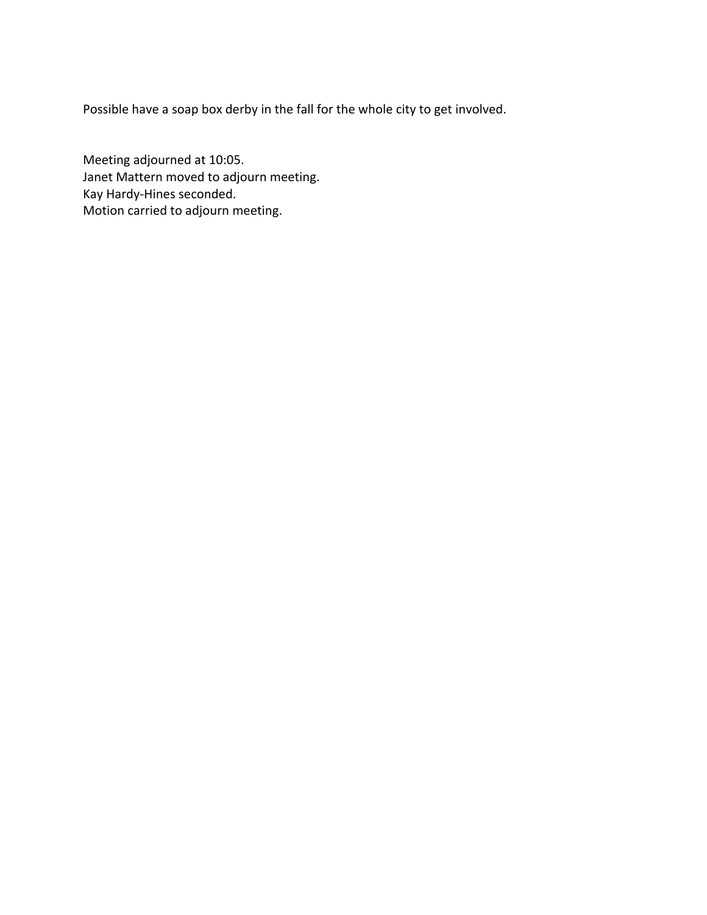Possible have a soap box derby in the fall for the whole city to get involved.

Meeting adjourned at 10:05.
Janet Mattern moved to adjourn meeting.
Kay Hardy-Hines seconded.
Motion carried to adjourn meeting.